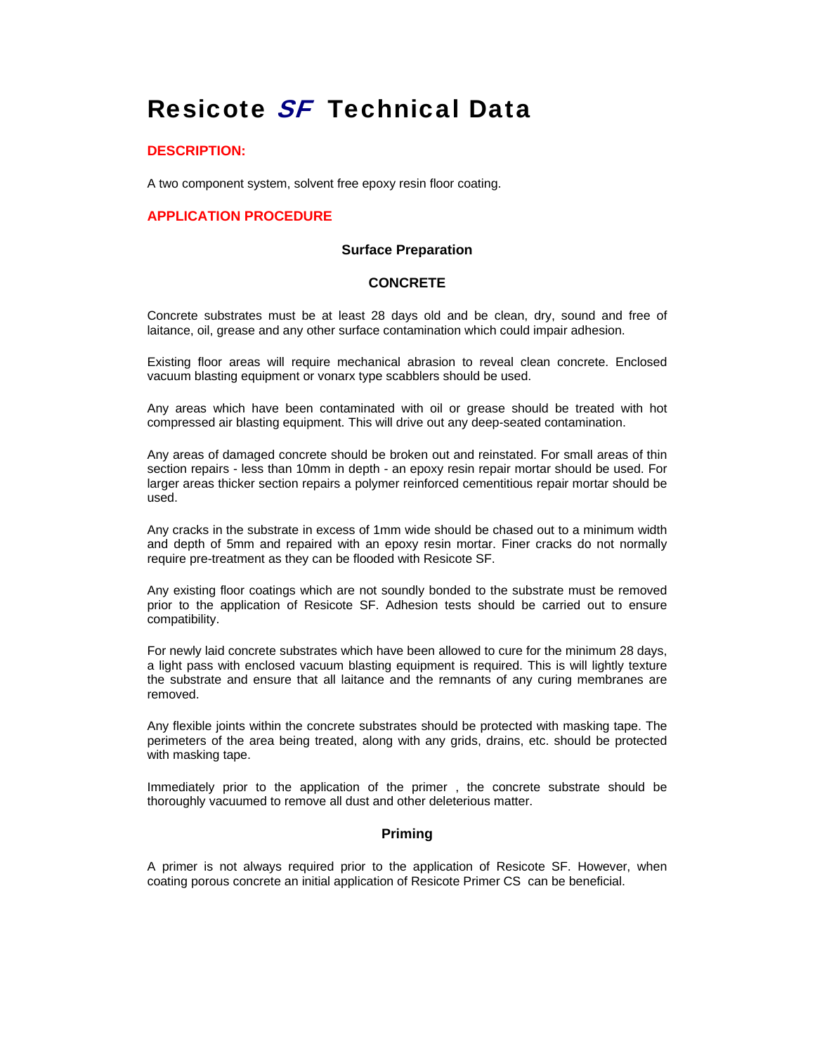# Resicote *SF* Technical Data

## DESCRIPTION:

A two component system, solvent free epoxy resin floor coating.

## APPLICATION PROCEDURE

### Surface Preparation

#### CONCRETE

Concrete substrates must be at least 28 days old and be clean, dry, sound and free of laitance, oil, grease and any other surface contamination which could impair adhesion.

Existing floor areas will require mechanical abrasion to reveal clean concrete. Enclosed vacuum blasting equipment or vonarx type scabblers should be used.

Any areas which have been contaminated with oil or grease should be treated with hot compressed air blasting equipment. This will drive out any deep-seated contamination.

Any areas of damaged concrete should be broken out and reinstated. For small areas of thin section repairs - less than 10mm in depth - an epoxy resin repair mortar should be used. For larger areas thicker section repairs a polymer reinforced cementitious repair mortar should be used.

Any cracks in the substrate in excess of 1mm wide should be chased out to a minimum width and depth of 5mm and repaired with an epoxy resin mortar. Finer cracks do not normally require pre-treatment as they can be flooded with Resicote SF.

Any existing floor coatings which are not soundly bonded to the substrate must be removed prior to the application of Resicote SF. Adhesion tests should be carried out to ensure compatibility.

For newly laid concrete substrates which have been allowed to cure for the minimum 28 days, a light pass with enclosed vacuum blasting equipment is required. This is will lightly texture the substrate and ensure that all laitance and the remnants of any curing membranes are removed.

Any flexible joints within the concrete substrates should be protected with masking tape. The perimeters of the area being treated, along with any grids, drains, etc. should be protected with masking tape.

Immediately prior to the application of the primer , the concrete substrate should be thoroughly vacuumed to remove all dust and other deleterious matter.

### Priming

A primer is not always required prior to the application of Resicote SF. However, when coating porous concrete an initial application of Resicote Primer CS can be beneficial.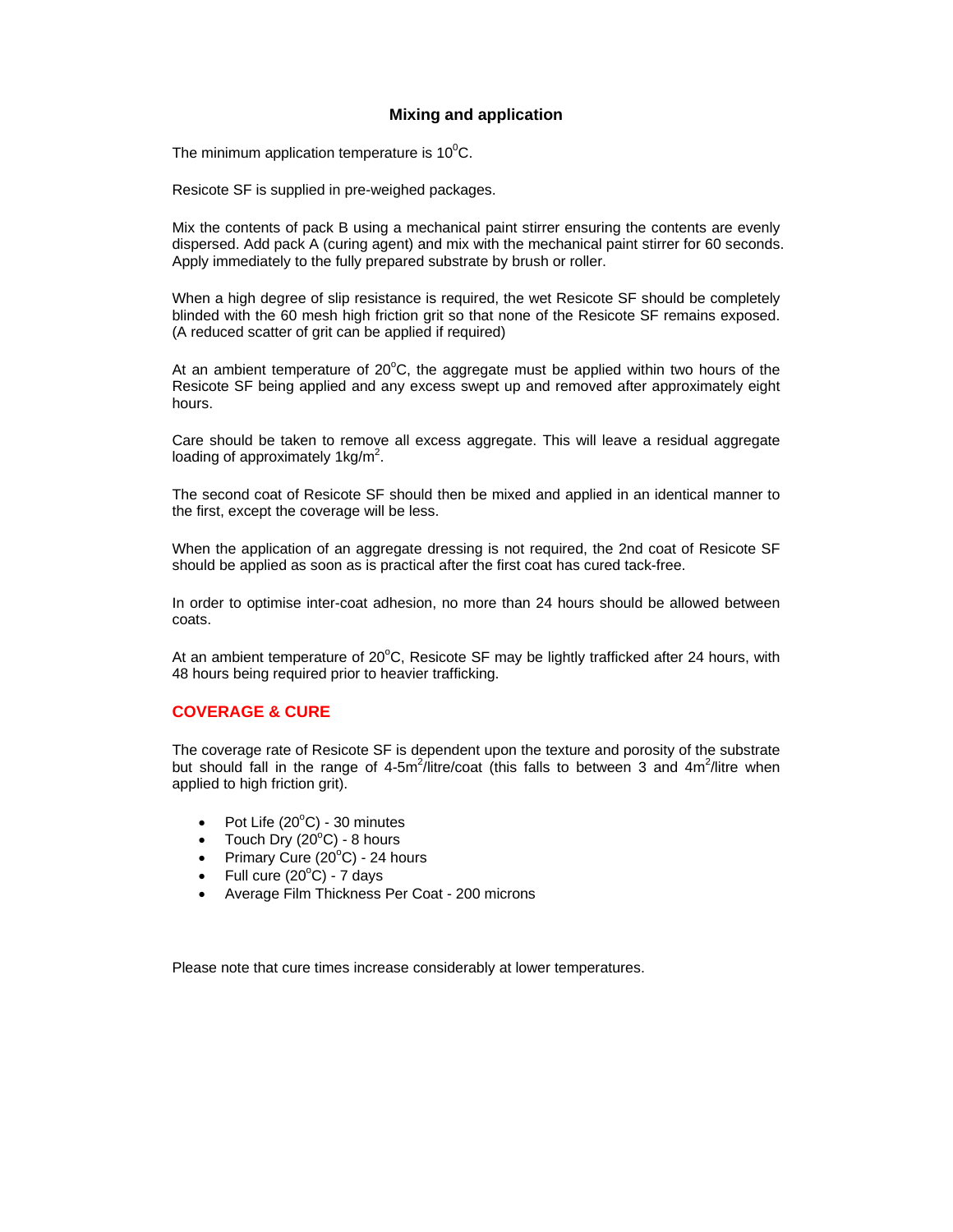## Mixing and application

The minimum application temperature is $10^{0}$C.

Resicote SF is supplied in pre-weighed packages.

Mix the contents of pack B using a mechanical paint stirrer ensuring the contents are evenly dispersed. Add pack A (curing agent) and mix with the mechanical paint stirrer for 60 seconds. Apply immediately to the fully prepared substrate by brush or roller.

When a high degree of slip resistance is required, the wet Resicote SF should be completely blinded with the 60 mesh high friction grit so that none of the Resicote SF remains exposed. (A reduced scatter of grit can be applied if required)

At an ambient temperature of $20^{o}$C, the aggregate must be applied within two hours of the Resicote SF being applied and any excess swept up and removed after approximately eight hours.

Care should be taken to remove all excess aggregate. This will leave a residual aggregate loading of approximately $1kg/m^2$.

The second coat of Resicote SF should then be mixed and applied in an identical manner to the first, except the coverage will be less.

When the application of an aggregate dressing is not required, the 2nd coat of Resicote SF should be applied as soon as is practical after the first coat has cured tack-free.

In order to optimise inter-coat adhesion, no more than 24 hours should be allowed between coats.

At an ambient temperature of $20^{o}$C, Resicote SF may be lightly trafficked after 24 hours, with 48 hours being required prior to heavier trafficking.

## COVERAGE & CURE

The coverage rate of Resicote SF is dependent upon the texture and porosity of the substrate but should fall in the range of 4-5$m^2$/litre/coat (this falls to between 3 and 4$m^2$/litre when applied to high friction grit).

- Pot Life ($20^{o}$C) - 30 minutes
- Touch Dry ($20^{o}$C) - 8 hours
- Primary Cure ($20^{o}$C) - 24 hours
- Full cure ($20^{o}$C) - 7 days
- Average Film Thickness Per Coat - 200 microns

Please note that cure times increase considerably at lower temperatures.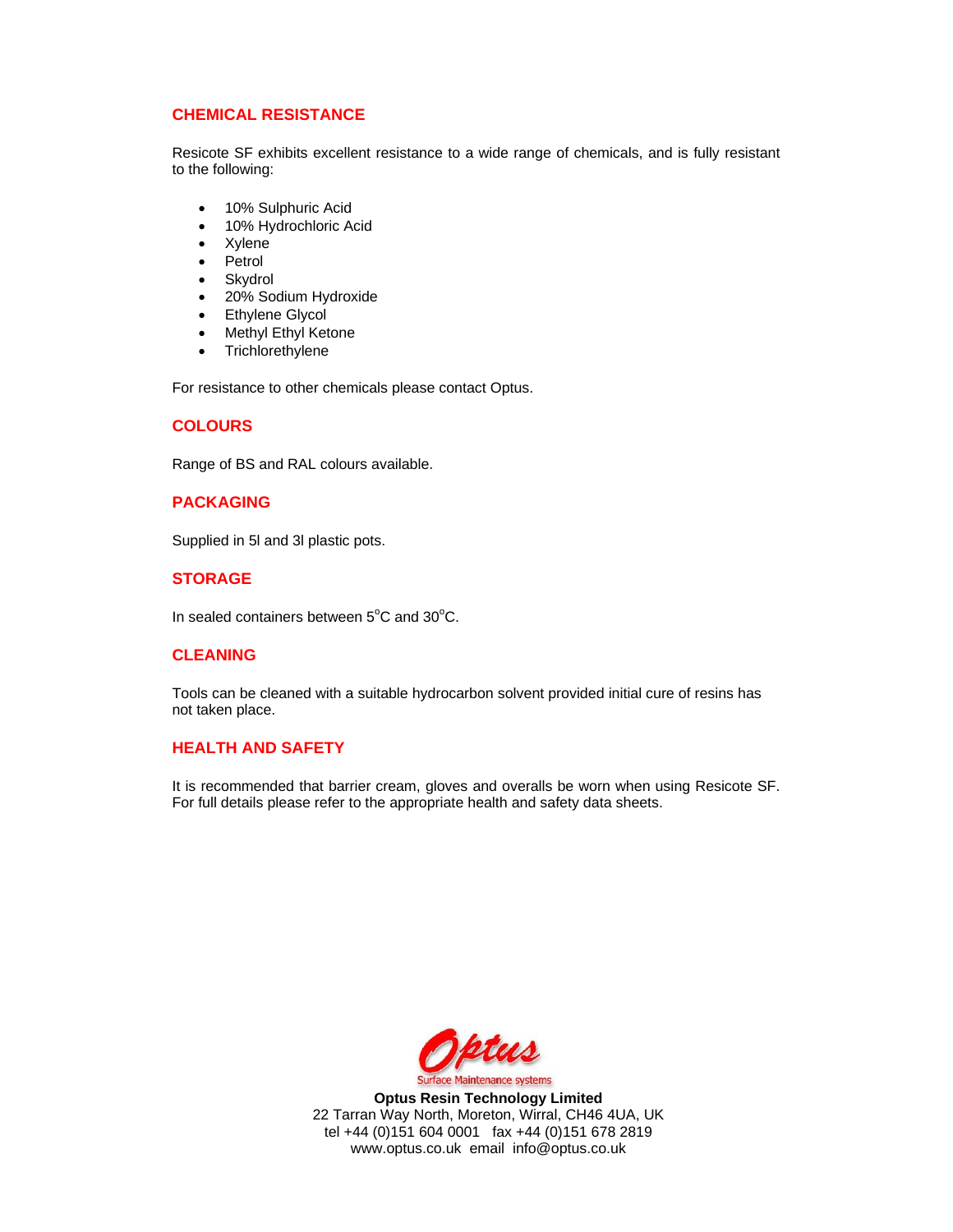## CHEMICAL RESISTANCE

Resicote SF exhibits excellent resistance to a wide range of chemicals, and is fully resistant to the following:

- 10% Sulphuric Acid
- 10% Hydrochloric Acid
- Xylene
- Petrol
- Skydrol
- 20% Sodium Hydroxide
- Ethylene Glycol
- Methyl Ethyl Ketone
- Trichlorethylene

For resistance to other chemicals please contact Optus.

## COLOURS

Range of BS and RAL colours available.

## PACKAGING

Supplied in 5l and 3l plastic pots.

## STORAGE

In sealed containers between 5°C and 30°C.

## CLEANING

Tools can be cleaned with a suitable hydrocarbon solvent provided initial cure of resins has not taken place.

## HEALTH AND SAFETY

It is recommended that barrier cream, gloves and overalls be worn when using Resicote SF. For full details please refer to the appropriate health and safety data sheets.

Optus

Surface Maintenance systems

**Optus Resin Technology Limited**
22 Tarran Way North, Moreton, Wirral, CH46 4UA, UK
tel +44 (0)151 604 0001 fax +44 (0)151 678 2819
www.optus.co.uk email info@optus.co.uk